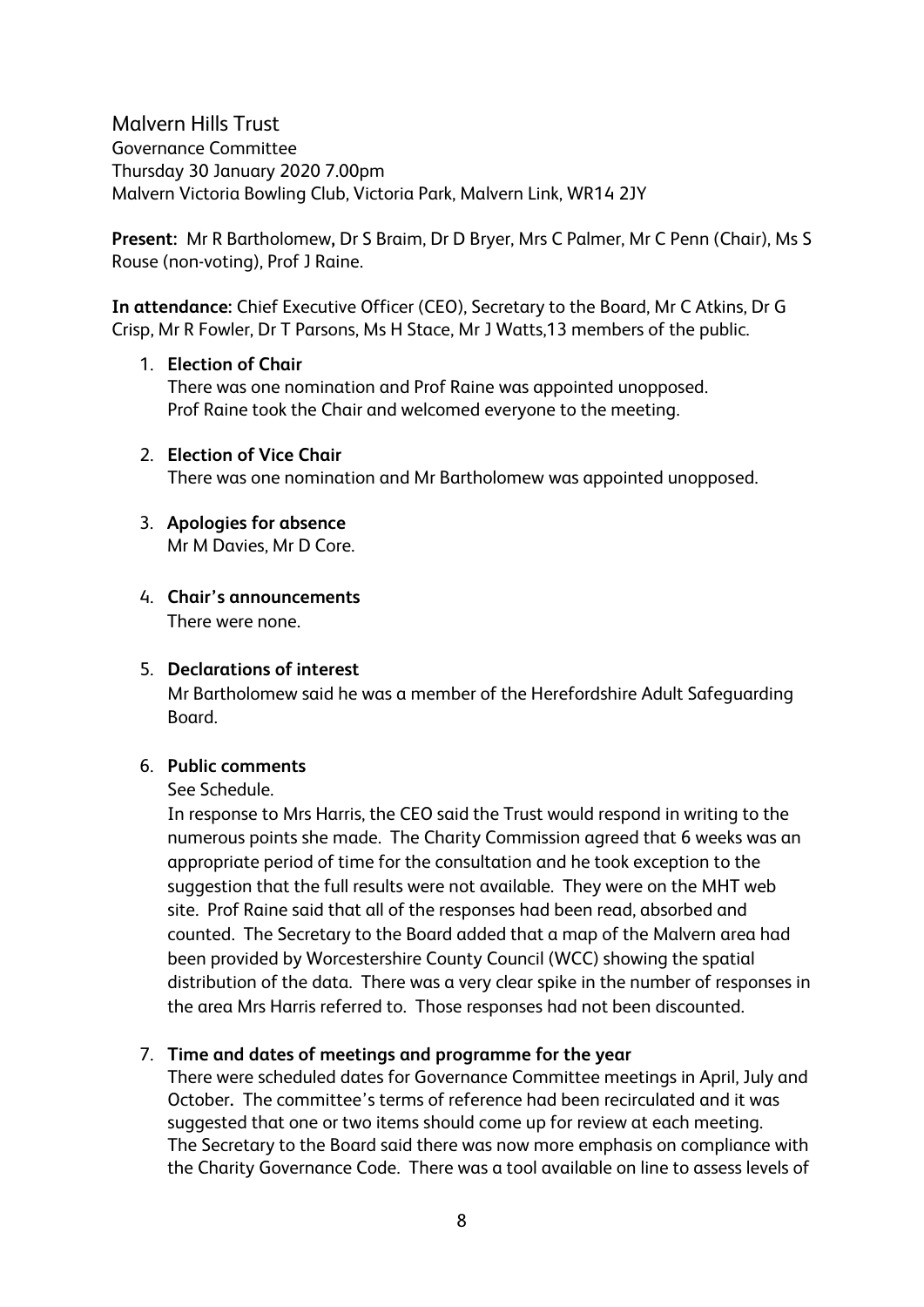Malvern Hills Trust

Governance Committee

Thursday 30 January 2020 7.00pm

Malvern Victoria Bowling Club, Victoria Park, Malvern Link, WR14 2JY

**Present:** Mr R Bartholomew**,** Dr S Braim, Dr D Bryer, Mrs C Palmer, Mr C Penn (Chair), Ms S Rouse (non-voting), Prof J Raine.

**In attendance:** Chief Executive Officer (CEO), Secretary to the Board, Mr C Atkins, Dr G Crisp, Mr R Fowler, Dr T Parsons, Ms H Stace, Mr J Watts,13 members of the public.

1. **Election of Chair**
   There was one nomination and Prof Raine was appointed unopposed.
   Prof Raine took the Chair and welcomed everyone to the meeting.

2. **Election of Vice Chair**
   There was one nomination and Mr Bartholomew was appointed unopposed.

3. **Apologies for absence**
   Mr M Davies, Mr D Core.

4. **Chair's announcements**
   There were none.

5. **Declarations of interest**
   Mr Bartholomew said he was a member of the Herefordshire Adult Safeguarding Board.

6. **Public comments**
   See Schedule.
   In response to Mrs Harris, the CEO said the Trust would respond in writing to the numerous points she made. The Charity Commission agreed that 6 weeks was an appropriate period of time for the consultation and he took exception to the suggestion that the full results were not available. They were on the MHT web site. Prof Raine said that all of the responses had been read, absorbed and counted. The Secretary to the Board added that a map of the Malvern area had been provided by Worcestershire County Council (WCC) showing the spatial distribution of the data. There was a very clear spike in the number of responses in the area Mrs Harris referred to. Those responses had not been discounted.

7. **Time and dates of meetings and programme for the year**
   There were scheduled dates for Governance Committee meetings in April, July and October. The committee's terms of reference had been recirculated and it was suggested that one or two items should come up for review at each meeting.
   The Secretary to the Board said there was now more emphasis on compliance with the Charity Governance Code. There was a tool available on line to assess levels of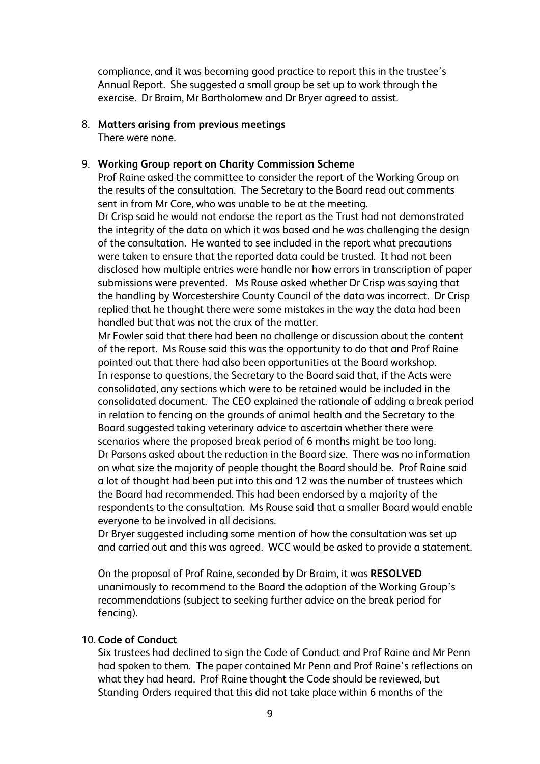compliance, and it was becoming good practice to report this in the trustee's Annual Report. She suggested a small group be set up to work through the exercise. Dr Braim, Mr Bartholomew and Dr Bryer agreed to assist.

8. **Matters arising from previous meetings**
   There were none.

9. **Working Group report on Charity Commission Scheme**
   Prof Raine asked the committee to consider the report of the Working Group on the results of the consultation. The Secretary to the Board read out comments sent in from Mr Core, who was unable to be at the meeting.
   Dr Crisp said he would not endorse the report as the Trust had not demonstrated the integrity of the data on which it was based and he was challenging the design of the consultation. He wanted to see included in the report what precautions were taken to ensure that the reported data could be trusted. It had not been disclosed how multiple entries were handle nor how errors in transcription of paper submissions were prevented. Ms Rouse asked whether Dr Crisp was saying that the handling by Worcestershire County Council of the data was incorrect. Dr Crisp replied that he thought there were some mistakes in the way the data had been handled but that was not the crux of the matter.
   Mr Fowler said that there had been no challenge or discussion about the content of the report. Ms Rouse said this was the opportunity to do that and Prof Raine pointed out that there had also been opportunities at the Board workshop.
   In response to questions, the Secretary to the Board said that, if the Acts were consolidated, any sections which were to be retained would be included in the consolidated document. The CEO explained the rationale of adding a break period in relation to fencing on the grounds of animal health and the Secretary to the Board suggested taking veterinary advice to ascertain whether there were scenarios where the proposed break period of 6 months might be too long.
   Dr Parsons asked about the reduction in the Board size. There was no information on what size the majority of people thought the Board should be. Prof Raine said a lot of thought had been put into this and 12 was the number of trustees which the Board had recommended. This had been endorsed by a majority of the respondents to the consultation. Ms Rouse said that a smaller Board would enable everyone to be involved in all decisions.
   Dr Bryer suggested including some mention of how the consultation was set up and carried out and this was agreed. WCC would be asked to provide a statement.

   On the proposal of Prof Raine, seconded by Dr Braim, it was **RESOLVED** unanimously to recommend to the Board the adoption of the Working Group's recommendations (subject to seeking further advice on the break period for fencing).

10. **Code of Conduct**
    Six trustees had declined to sign the Code of Conduct and Prof Raine and Mr Penn had spoken to them. The paper contained Mr Penn and Prof Raine's reflections on what they had heard. Prof Raine thought the Code should be reviewed, but Standing Orders required that this did not take place within 6 months of the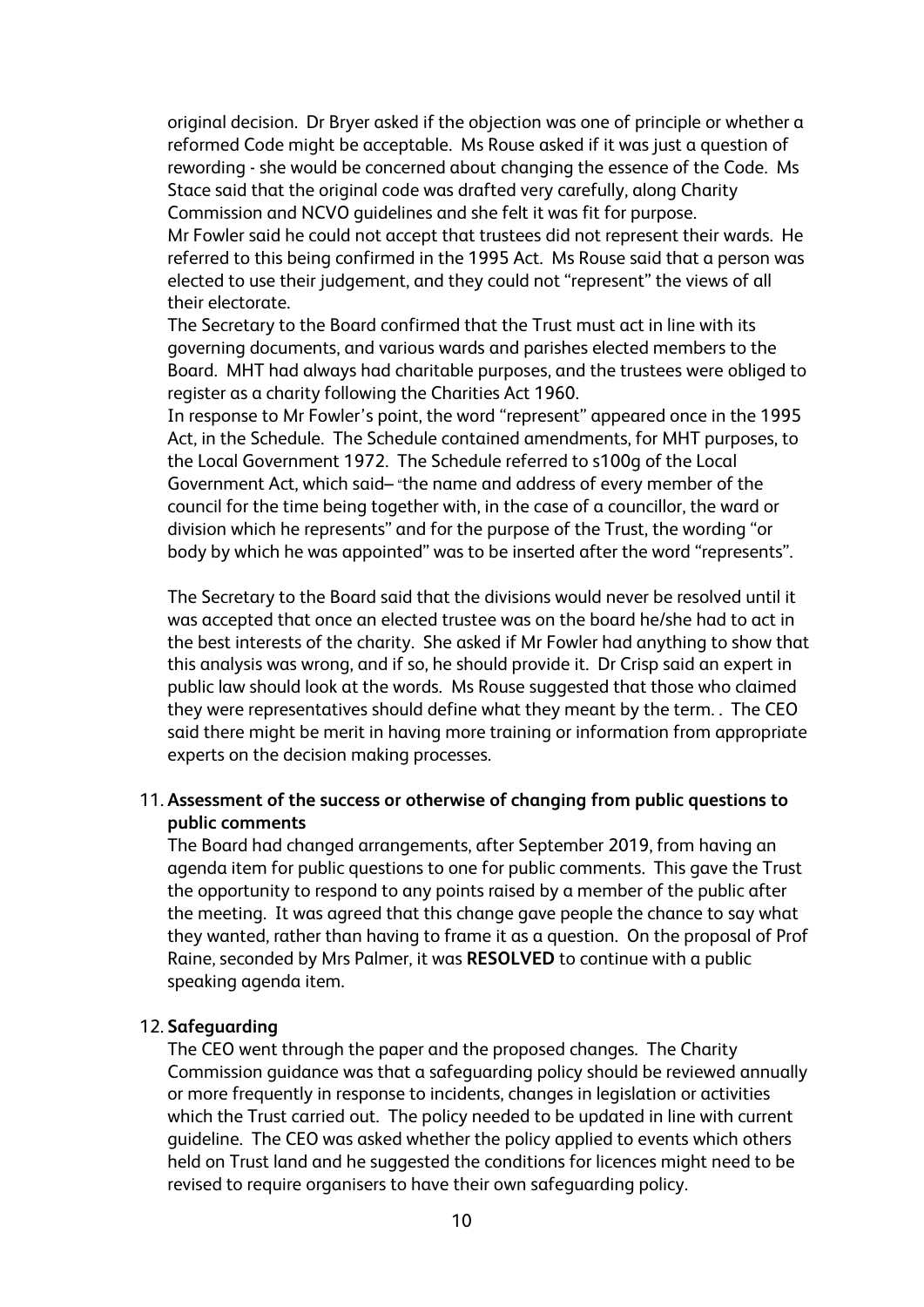original decision. Dr Bryer asked if the objection was one of principle or whether a reformed Code might be acceptable. Ms Rouse asked if it was just a question of rewording - she would be concerned about changing the essence of the Code. Ms Stace said that the original code was drafted very carefully, along Charity Commission and NCVO guidelines and she felt it was fit for purpose.

Mr Fowler said he could not accept that trustees did not represent their wards. He referred to this being confirmed in the 1995 Act. Ms Rouse said that a person was elected to use their judgement, and they could not "represent" the views of all their electorate.

The Secretary to the Board confirmed that the Trust must act in line with its governing documents, and various wards and parishes elected members to the Board. MHT had always had charitable purposes, and the trustees were obliged to register as a charity following the Charities Act 1960.

In response to Mr Fowler's point, the word "represent" appeared once in the 1995 Act, in the Schedule. The Schedule contained amendments, for MHT purposes, to the Local Government 1972. The Schedule referred to s100g of the Local Government Act, which said– "the name and address of every member of the council for the time being together with, in the case of a councillor, the ward or division which he represents" and for the purpose of the Trust, the wording "or body by which he was appointed" was to be inserted after the word "represents".

The Secretary to the Board said that the divisions would never be resolved until it was accepted that once an elected trustee was on the board he/she had to act in the best interests of the charity. She asked if Mr Fowler had anything to show that this analysis was wrong, and if so, he should provide it. Dr Crisp said an expert in public law should look at the words. Ms Rouse suggested that those who claimed they were representatives should define what they meant by the term. . The CEO said there might be merit in having more training or information from appropriate experts on the decision making processes.

11. **Assessment of the success or otherwise of changing from public questions to public comments**

    The Board had changed arrangements, after September 2019, from having an agenda item for public questions to one for public comments. This gave the Trust the opportunity to respond to any points raised by a member of the public after the meeting. It was agreed that this change gave people the chance to say what they wanted, rather than having to frame it as a question. On the proposal of Prof Raine, seconded by Mrs Palmer, it was **RESOLVED** to continue with a public speaking agenda item.

12. **Safeguarding**

    The CEO went through the paper and the proposed changes. The Charity Commission guidance was that a safeguarding policy should be reviewed annually or more frequently in response to incidents, changes in legislation or activities which the Trust carried out. The policy needed to be updated in line with current guideline. The CEO was asked whether the policy applied to events which others held on Trust land and he suggested the conditions for licences might need to be revised to require organisers to have their own safeguarding policy.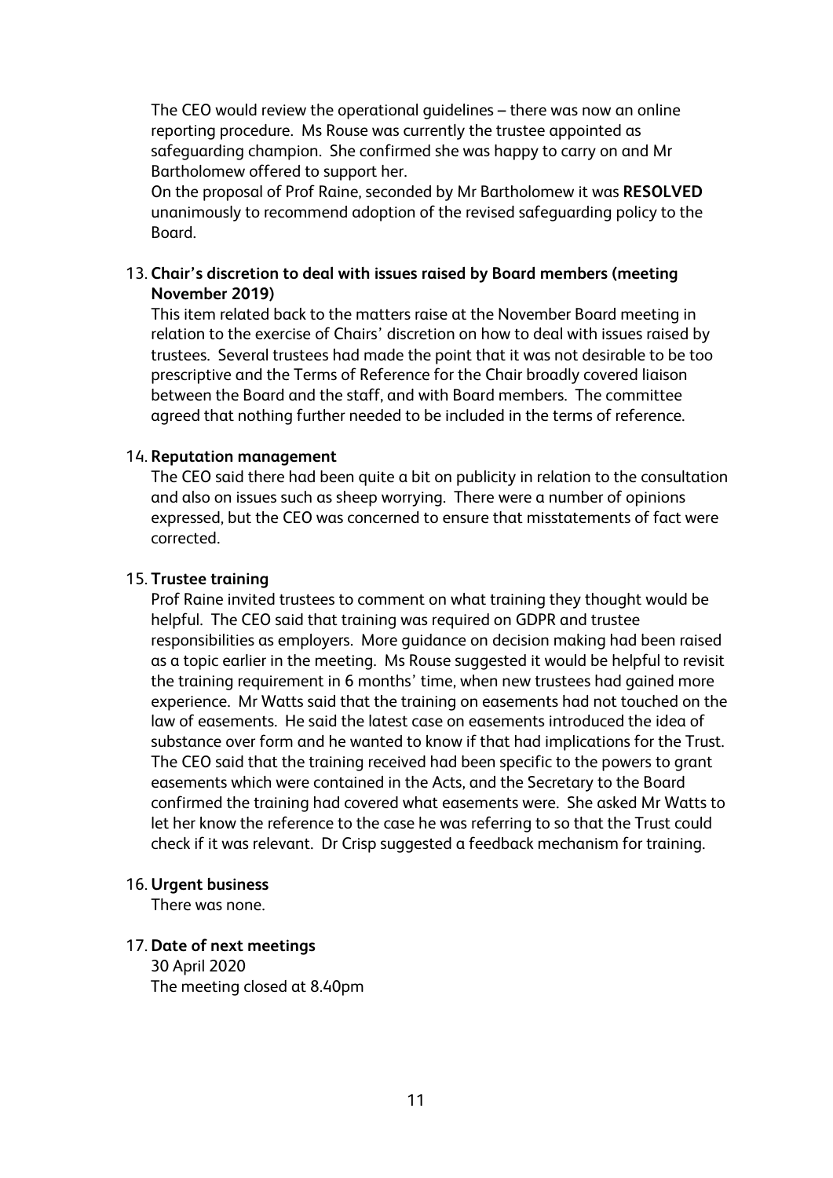The CEO would review the operational guidelines – there was now an online reporting procedure. Ms Rouse was currently the trustee appointed as safeguarding champion. She confirmed she was happy to carry on and Mr Bartholomew offered to support her.

On the proposal of Prof Raine, seconded by Mr Bartholomew it was **RESOLVED** unanimously to recommend adoption of the revised safeguarding policy to the Board.

13. **Chair's discretion to deal with issues raised by Board members (meeting November 2019)**

    This item related back to the matters raise at the November Board meeting in relation to the exercise of Chairs' discretion on how to deal with issues raised by trustees. Several trustees had made the point that it was not desirable to be too prescriptive and the Terms of Reference for the Chair broadly covered liaison between the Board and the staff, and with Board members. The committee agreed that nothing further needed to be included in the terms of reference.

14. **Reputation management**

    The CEO said there had been quite a bit on publicity in relation to the consultation and also on issues such as sheep worrying. There were a number of opinions expressed, but the CEO was concerned to ensure that misstatements of fact were corrected.

15. **Trustee training**

    Prof Raine invited trustees to comment on what training they thought would be helpful. The CEO said that training was required on GDPR and trustee responsibilities as employers. More guidance on decision making had been raised as a topic earlier in the meeting. Ms Rouse suggested it would be helpful to revisit the training requirement in 6 months' time, when new trustees had gained more experience. Mr Watts said that the training on easements had not touched on the law of easements. He said the latest case on easements introduced the idea of substance over form and he wanted to know if that had implications for the Trust. The CEO said that the training received had been specific to the powers to grant easements which were contained in the Acts, and the Secretary to the Board confirmed the training had covered what easements were. She asked Mr Watts to let her know the reference to the case he was referring to so that the Trust could check if it was relevant. Dr Crisp suggested a feedback mechanism for training.

16. **Urgent business**

    There was none.

17. **Date of next meetings**

    30 April 2020

    The meeting closed at 8.40pm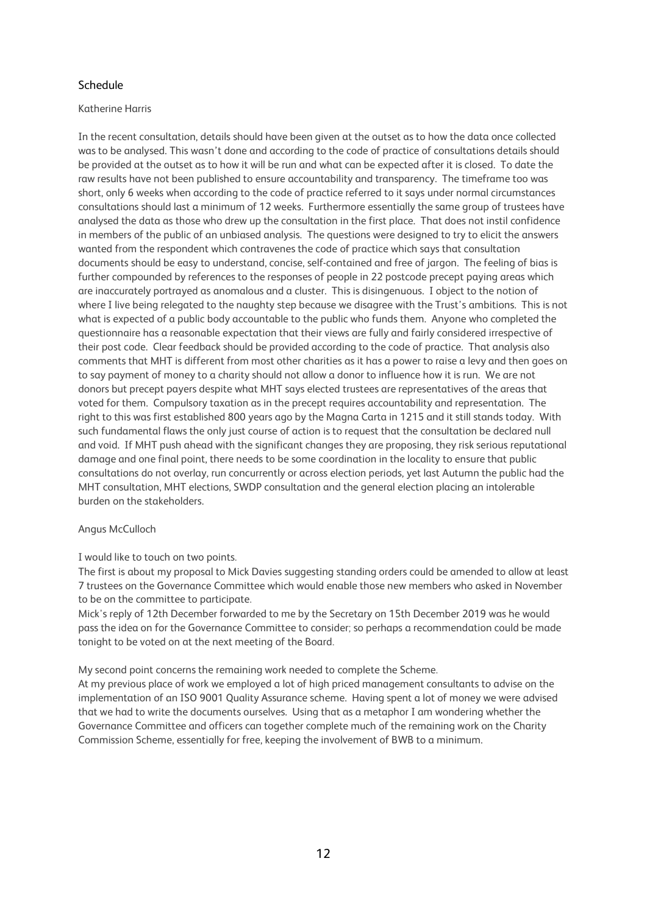## Schedule

Katherine Harris

In the recent consultation, details should have been given at the outset as to how the data once collected was to be analysed. This wasn't done and according to the code of practice of consultations details should be provided at the outset as to how it will be run and what can be expected after it is closed. To date the raw results have not been published to ensure accountability and transparency. The timeframe too was short, only 6 weeks when according to the code of practice referred to it says under normal circumstances consultations should last a minimum of 12 weeks. Furthermore essentially the same group of trustees have analysed the data as those who drew up the consultation in the first place. That does not instil confidence in members of the public of an unbiased analysis. The questions were designed to try to elicit the answers wanted from the respondent which contravenes the code of practice which says that consultation documents should be easy to understand, concise, self-contained and free of jargon. The feeling of bias is further compounded by references to the responses of people in 22 postcode precept paying areas which are inaccurately portrayed as anomalous and a cluster. This is disingenuous. I object to the notion of where I live being relegated to the naughty step because we disagree with the Trust's ambitions. This is not what is expected of a public body accountable to the public who funds them. Anyone who completed the questionnaire has a reasonable expectation that their views are fully and fairly considered irrespective of their post code. Clear feedback should be provided according to the code of practice. That analysis also comments that MHT is different from most other charities as it has a power to raise a levy and then goes on to say payment of money to a charity should not allow a donor to influence how it is run. We are not donors but precept payers despite what MHT says elected trustees are representatives of the areas that voted for them. Compulsory taxation as in the precept requires accountability and representation. The right to this was first established 800 years ago by the Magna Carta in 1215 and it still stands today. With such fundamental flaws the only just course of action is to request that the consultation be declared null and void. If MHT push ahead with the significant changes they are proposing, they risk serious reputational damage and one final point, there needs to be some coordination in the locality to ensure that public consultations do not overlay, run concurrently or across election periods, yet last Autumn the public had the MHT consultation, MHT elections, SWDP consultation and the general election placing an intolerable burden on the stakeholders.

Angus McCulloch

I would like to touch on two points.

The first is about my proposal to Mick Davies suggesting standing orders could be amended to allow at least 7 trustees on the Governance Committee which would enable those new members who asked in November to be on the committee to participate.

Mick's reply of 12th December forwarded to me by the Secretary on 15th December 2019 was he would pass the idea on for the Governance Committee to consider; so perhaps a recommendation could be made tonight to be voted on at the next meeting of the Board.

My second point concerns the remaining work needed to complete the Scheme.

At my previous place of work we employed a lot of high priced management consultants to advise on the implementation of an ISO 9001 Quality Assurance scheme. Having spent a lot of money we were advised that we had to write the documents ourselves. Using that as a metaphor I am wondering whether the Governance Committee and officers can together complete much of the remaining work on the Charity Commission Scheme, essentially for free, keeping the involvement of BWB to a minimum.